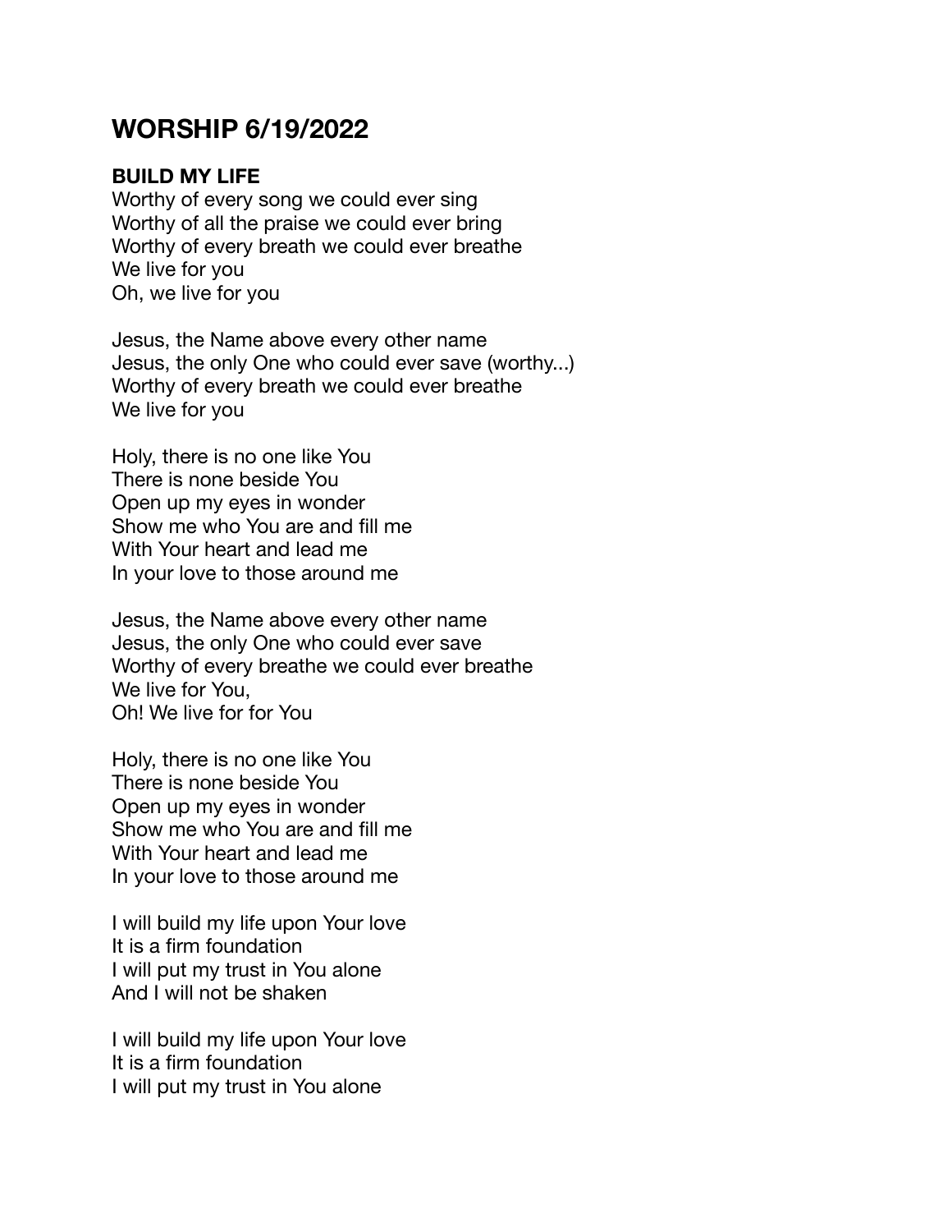# WORSHIP 6/19/2022

**BUILD MY LIFE**
Worthy of every song we could ever sing
Worthy of all the praise we could ever bring
Worthy of every breath we could ever breathe
We live for you
Oh, we live for you

Jesus, the Name above every other name
Jesus, the only One who could ever save (worthy...)
Worthy of every breath we could ever breathe
We live for you

Holy, there is no one like You
There is none beside You
Open up my eyes in wonder
Show me who You are and fill me
With Your heart and lead me
In your love to those around me

Jesus, the Name above every other name
Jesus, the only One who could ever save
Worthy of every breathe we could ever breathe
We live for You,
Oh! We live for for You

Holy, there is no one like You
There is none beside You
Open up my eyes in wonder
Show me who You are and fill me
With Your heart and lead me
In your love to those around me

I will build my life upon Your love
It is a firm foundation
I will put my trust in You alone
And I will not be shaken

I will build my life upon Your love
It is a firm foundation
I will put my trust in You alone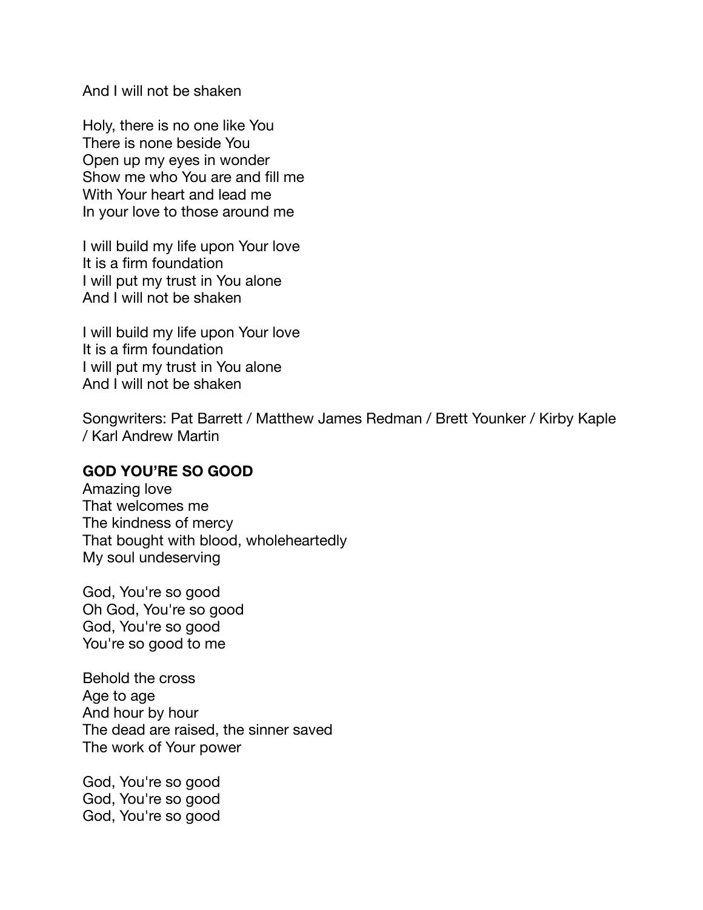And I will not be shaken

Holy, there is no one like You
There is none beside You
Open up my eyes in wonder
Show me who You are and fill me
With Your heart and lead me
In your love to those around me

I will build my life upon Your love
It is a firm foundation
I will put my trust in You alone
And I will not be shaken

I will build my life upon Your love
It is a firm foundation
I will put my trust in You alone
And I will not be shaken

Songwriters: Pat Barrett / Matthew James Redman / Brett Younker / Kirby Kaple / Karl Andrew Martin

**GOD YOU'RE SO GOOD**

Amazing love
That welcomes me
The kindness of mercy
That bought with blood, wholeheartedly
My soul undeserving

God, You're so good
Oh God, You're so good
God, You're so good
You're so good to me

Behold the cross
Age to age
And hour by hour
The dead are raised, the sinner saved
The work of Your power

God, You're so good
God, You're so good
God, You're so good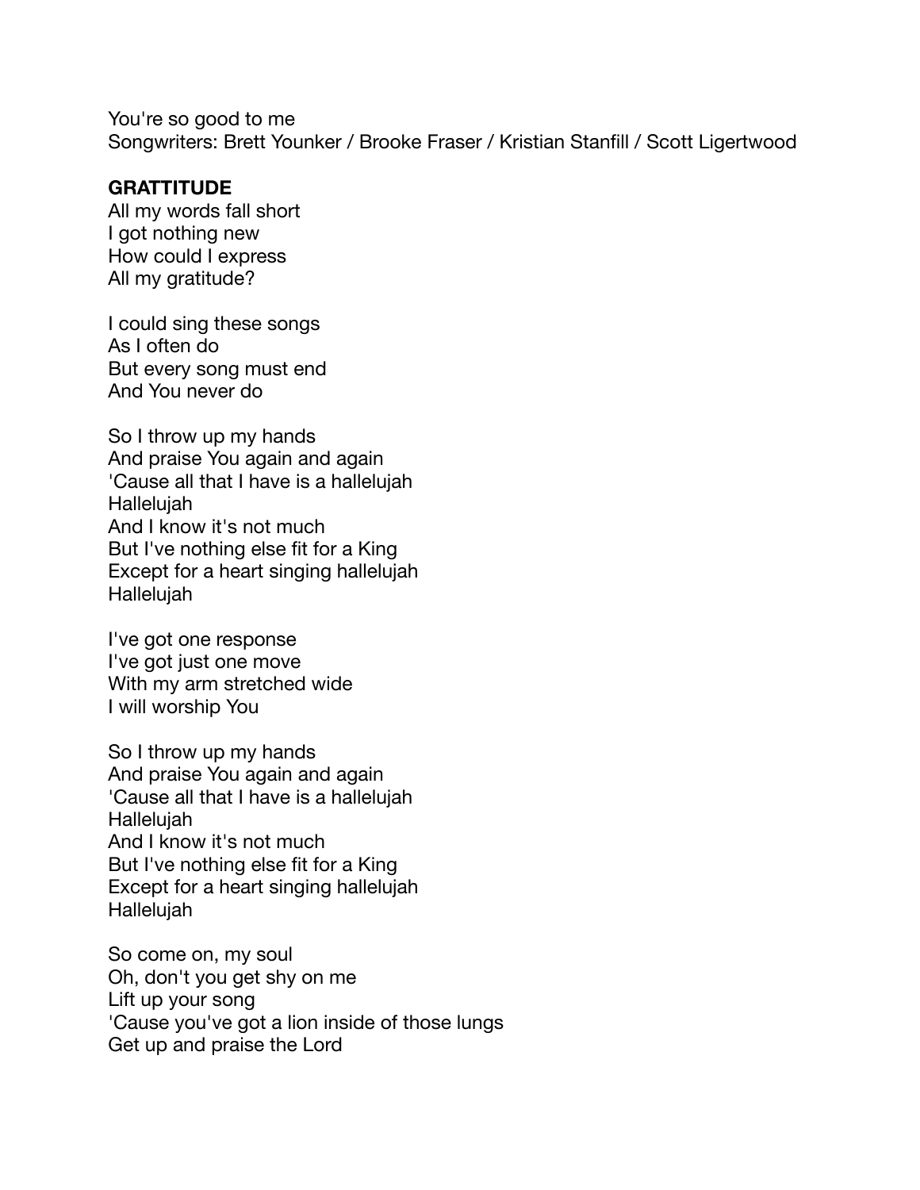You're so good to me
Songwriters: Brett Younker / Brooke Fraser / Kristian Stanfill / Scott Ligertwood

**GRATTITUDE**
All my words fall short
I got nothing new
How could I express
All my gratitude?

I could sing these songs
As I often do
But every song must end
And You never do

So I throw up my hands
And praise You again and again
'Cause all that I have is a hallelujah
Hallelujah
And I know it's not much
But I've nothing else fit for a King
Except for a heart singing hallelujah
Hallelujah

I've got one response
I've got just one move
With my arm stretched wide
I will worship You

So I throw up my hands
And praise You again and again
'Cause all that I have is a hallelujah
Hallelujah
And I know it's not much
But I've nothing else fit for a King
Except for a heart singing hallelujah
Hallelujah

So come on, my soul
Oh, don't you get shy on me
Lift up your song
'Cause you've got a lion inside of those lungs
Get up and praise the Lord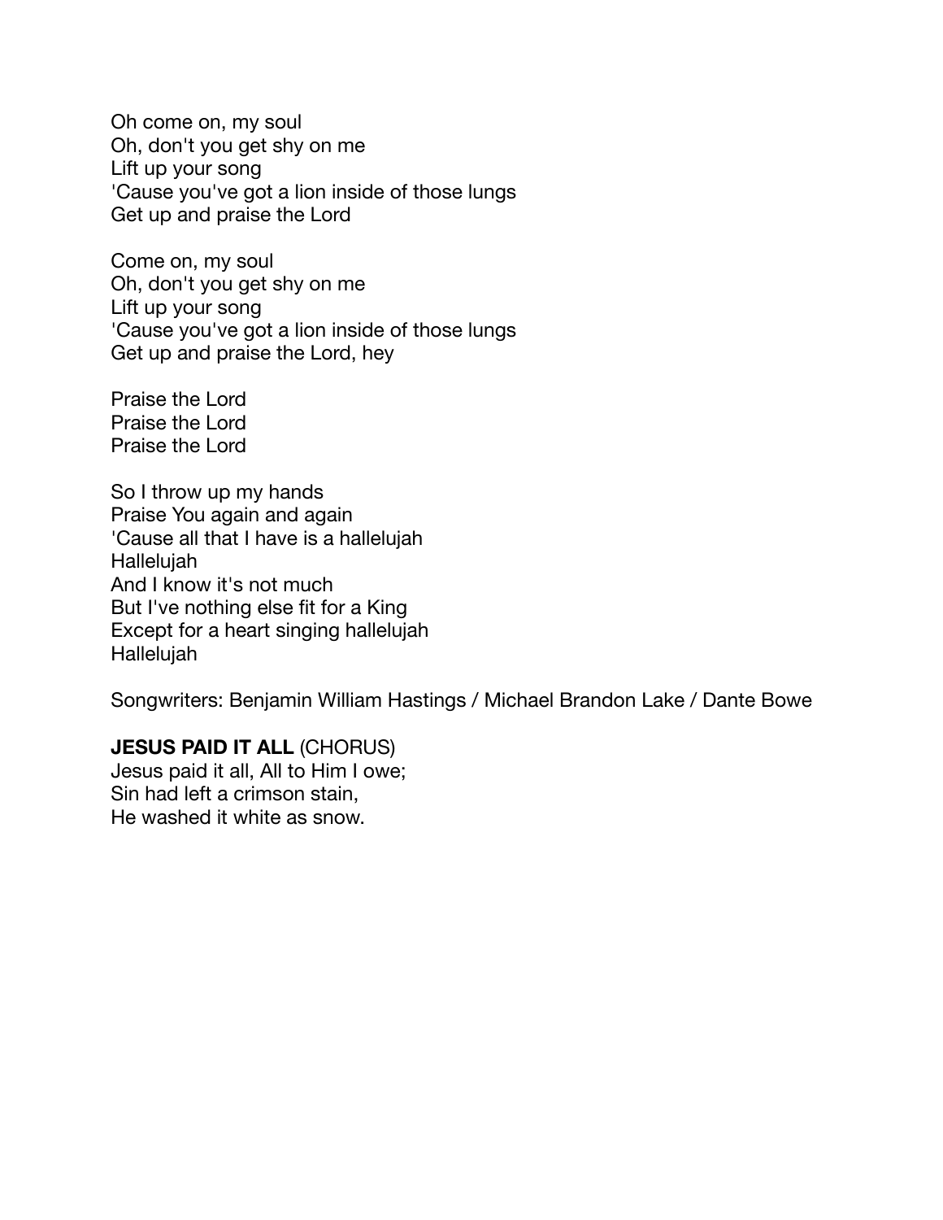Oh come on, my soul
Oh, don't you get shy on me
Lift up your song
'Cause you've got a lion inside of those lungs
Get up and praise the Lord

Come on, my soul
Oh, don't you get shy on me
Lift up your song
'Cause you've got a lion inside of those lungs
Get up and praise the Lord, hey

Praise the Lord
Praise the Lord
Praise the Lord

So I throw up my hands
Praise You again and again
'Cause all that I have is a hallelujah
Hallelujah
And I know it's not much
But I've nothing else fit for a King
Except for a heart singing hallelujah
Hallelujah

Songwriters: Benjamin William Hastings / Michael Brandon Lake / Dante Bowe

**JESUS PAID IT ALL** (CHORUS)
Jesus paid it all, All to Him I owe;
Sin had left a crimson stain,
He washed it white as snow.